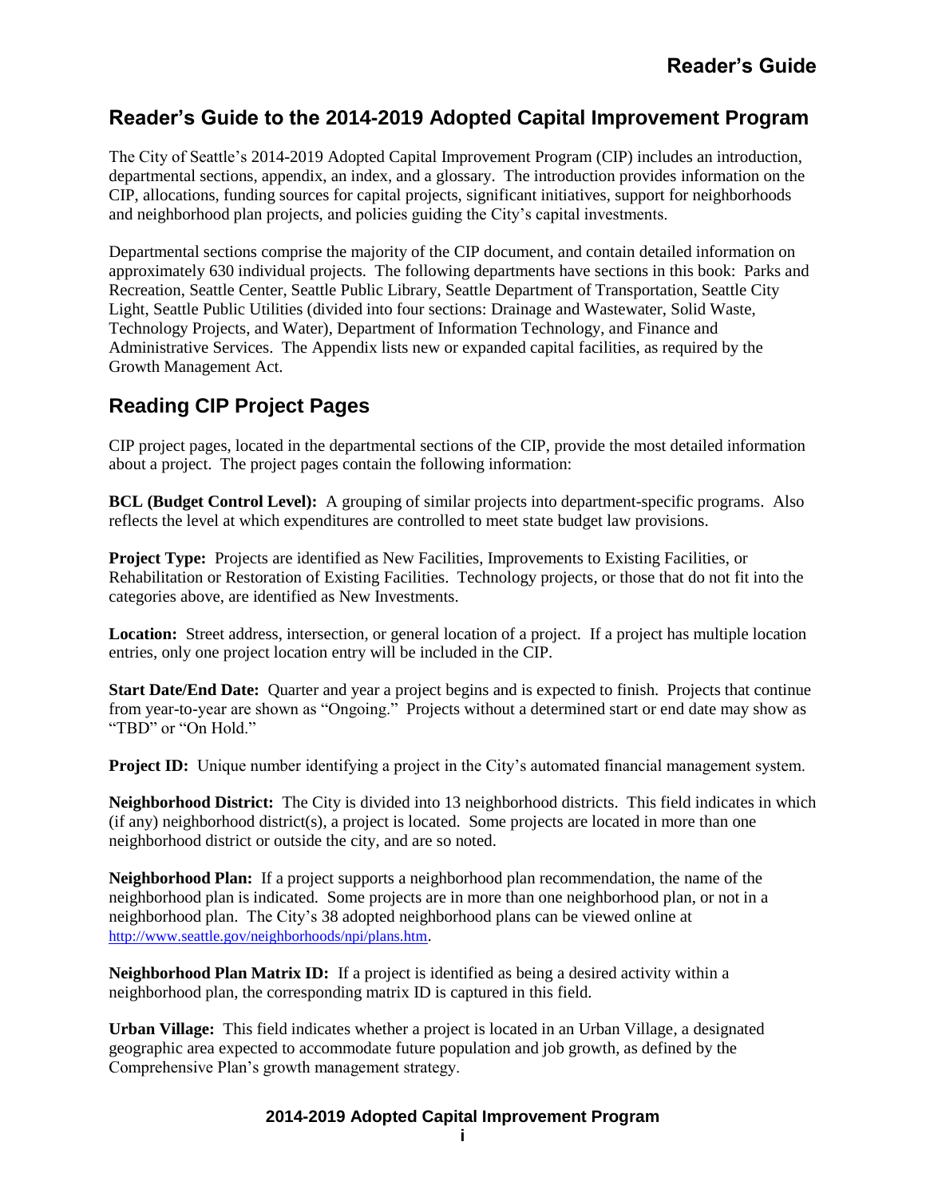## Reader's Guide to the 2014-2019 Adopted Capital Improvement Program

The City of Seattle's 2014-2019 Adopted Capital Improvement Program (CIP) includes an introduction, departmental sections, appendix, an index, and a glossary. The introduction provides information on the CIP, allocations, funding sources for capital projects, significant initiatives, support for neighborhoods and neighborhood plan projects, and policies guiding the City's capital investments.

Departmental sections comprise the majority of the CIP document, and contain detailed information on approximately 630 individual projects. The following departments have sections in this book: Parks and Recreation, Seattle Center, Seattle Public Library, Seattle Department of Transportation, Seattle City Light, Seattle Public Utilities (divided into four sections: Drainage and Wastewater, Solid Waste, Technology Projects, and Water), Department of Information Technology, and Finance and Administrative Services. The Appendix lists new or expanded capital facilities, as required by the Growth Management Act.

## Reading CIP Project Pages

CIP project pages, located in the departmental sections of the CIP, provide the most detailed information about a project. The project pages contain the following information:

**BCL (Budget Control Level):** A grouping of similar projects into department-specific programs. Also reflects the level at which expenditures are controlled to meet state budget law provisions.

**Project Type:** Projects are identified as New Facilities, Improvements to Existing Facilities, or Rehabilitation or Restoration of Existing Facilities. Technology projects, or those that do not fit into the categories above, are identified as New Investments.

**Location:** Street address, intersection, or general location of a project. If a project has multiple location entries, only one project location entry will be included in the CIP.

**Start Date/End Date:** Quarter and year a project begins and is expected to finish. Projects that continue from year-to-year are shown as "Ongoing." Projects without a determined start or end date may show as "TBD" or "On Hold."

**Project ID:** Unique number identifying a project in the City's automated financial management system.

**Neighborhood District:** The City is divided into 13 neighborhood districts. This field indicates in which (if any) neighborhood district(s), a project is located. Some projects are located in more than one neighborhood district or outside the city, and are so noted.

**Neighborhood Plan:** If a project supports a neighborhood plan recommendation, the name of the neighborhood plan is indicated. Some projects are in more than one neighborhood plan, or not in a neighborhood plan. The City's 38 adopted neighborhood plans can be viewed online at http://www.seattle.gov/neighborhoods/npi/plans.htm.

**Neighborhood Plan Matrix ID:** If a project is identified as being a desired activity within a neighborhood plan, the corresponding matrix ID is captured in this field.

**Urban Village:** This field indicates whether a project is located in an Urban Village, a designated geographic area expected to accommodate future population and job growth, as defined by the Comprehensive Plan's growth management strategy.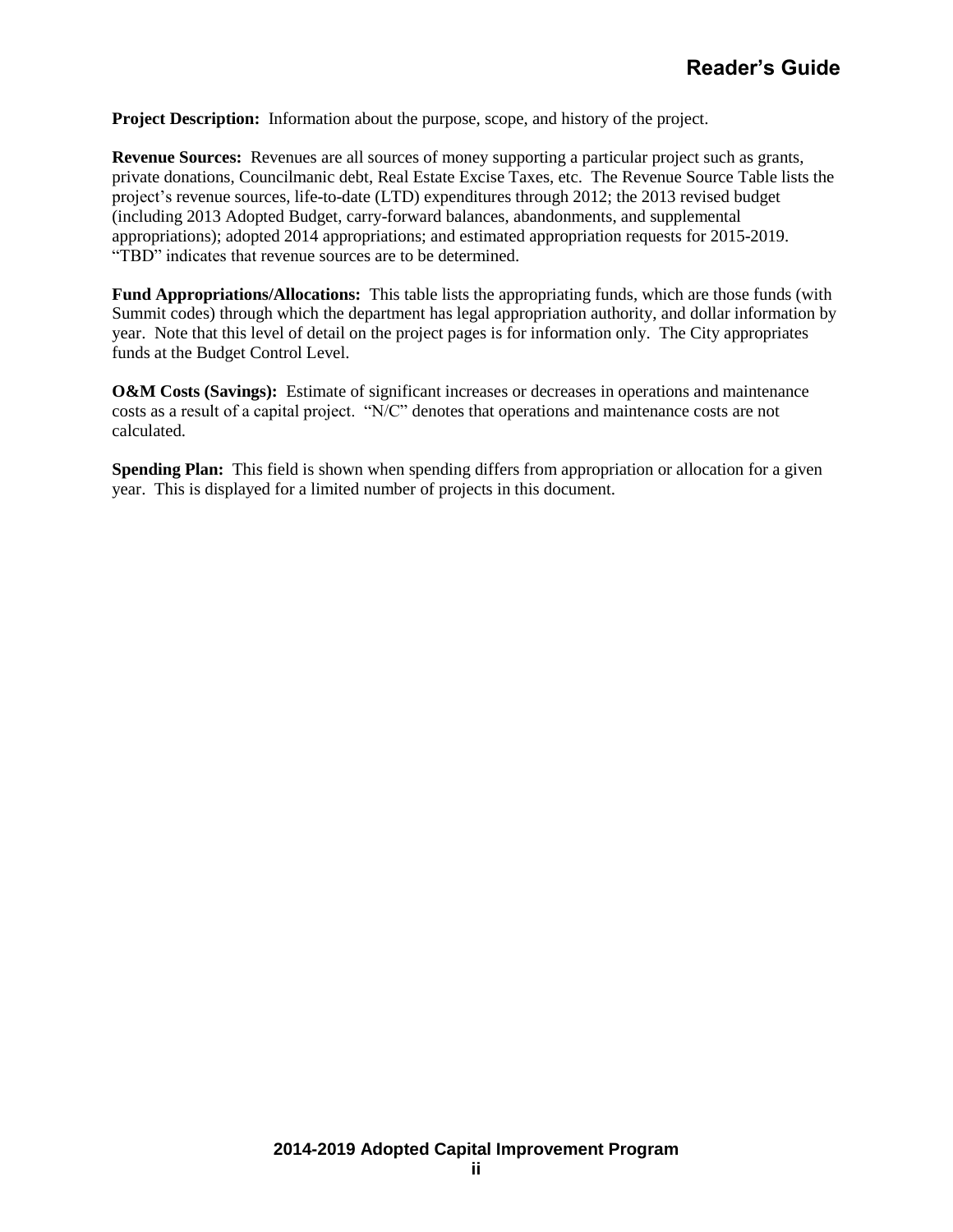**Project Description:** Information about the purpose, scope, and history of the project.

**Revenue Sources:** Revenues are all sources of money supporting a particular project such as grants, private donations, Councilmanic debt, Real Estate Excise Taxes, etc. The Revenue Source Table lists the project's revenue sources, life-to-date (LTD) expenditures through 2012; the 2013 revised budget (including 2013 Adopted Budget, carry-forward balances, abandonments, and supplemental appropriations); adopted 2014 appropriations; and estimated appropriation requests for 2015-2019. "TBD" indicates that revenue sources are to be determined.

**Fund Appropriations/Allocations:** This table lists the appropriating funds, which are those funds (with Summit codes) through which the department has legal appropriation authority, and dollar information by year. Note that this level of detail on the project pages is for information only. The City appropriates funds at the Budget Control Level.

**O&M Costs (Savings):** Estimate of significant increases or decreases in operations and maintenance costs as a result of a capital project. "N/C" denotes that operations and maintenance costs are not calculated.

**Spending Plan:** This field is shown when spending differs from appropriation or allocation for a given year. This is displayed for a limited number of projects in this document.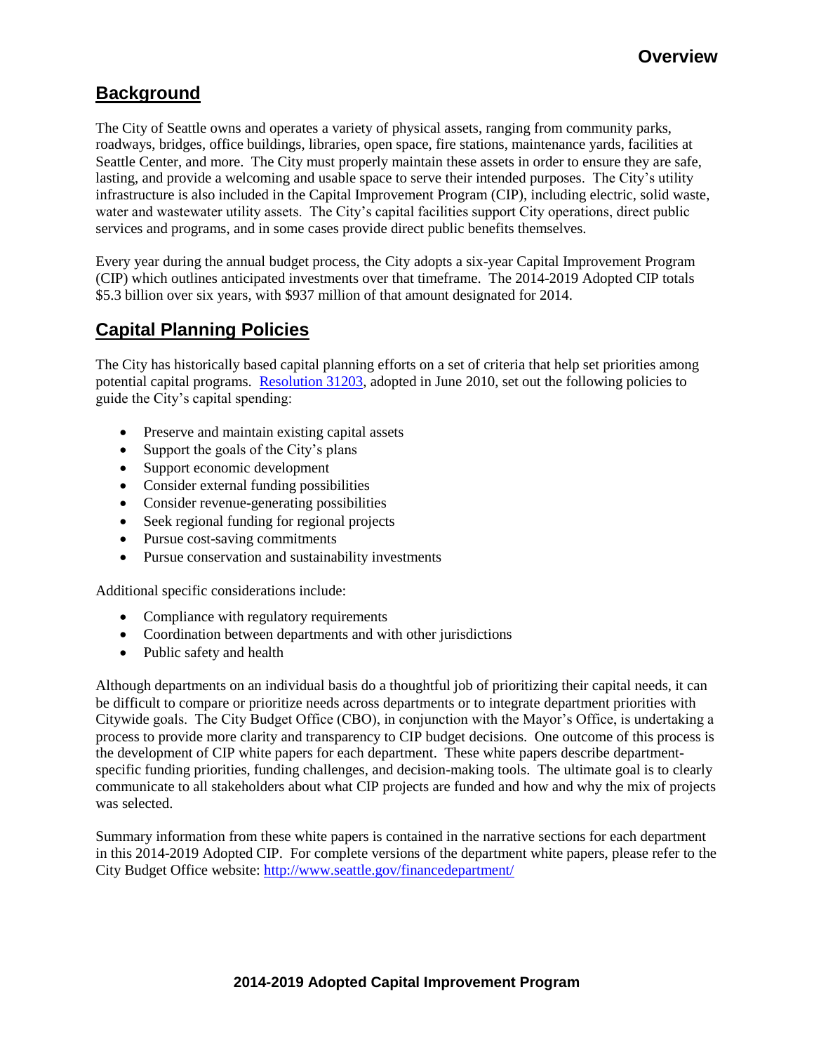# Overview

## Background

The City of Seattle owns and operates a variety of physical assets, ranging from community parks, roadways, bridges, office buildings, libraries, open space, fire stations, maintenance yards, facilities at Seattle Center, and more. The City must properly maintain these assets in order to ensure they are safe, lasting, and provide a welcoming and usable space to serve their intended purposes. The City's utility infrastructure is also included in the Capital Improvement Program (CIP), including electric, solid waste, water and wastewater utility assets. The City's capital facilities support City operations, direct public services and programs, and in some cases provide direct public benefits themselves.

Every year during the annual budget process, the City adopts a six-year Capital Improvement Program (CIP) which outlines anticipated investments over that timeframe. The 2014-2019 Adopted CIP totals $5.3 billion over six years, with $937 million of that amount designated for 2014.

## Capital Planning Policies

The City has historically based capital planning efforts on a set of criteria that help set priorities among potential capital programs. [Resolution 31203](), adopted in June 2010, set out the following policies to guide the City's capital spending:

- Preserve and maintain existing capital assets
- Support the goals of the City's plans
- Support economic development
- Consider external funding possibilities
- Consider revenue-generating possibilities
- Seek regional funding for regional projects
- Pursue cost-saving commitments
- Pursue conservation and sustainability investments

Additional specific considerations include:

- Compliance with regulatory requirements
- Coordination between departments and with other jurisdictions
- Public safety and health

Although departments on an individual basis do a thoughtful job of prioritizing their capital needs, it can be difficult to compare or prioritize needs across departments or to integrate department priorities with Citywide goals. The City Budget Office (CBO), in conjunction with the Mayor's Office, is undertaking a process to provide more clarity and transparency to CIP budget decisions. One outcome of this process is the development of CIP white papers for each department. These white papers describe department-specific funding priorities, funding challenges, and decision-making tools. The ultimate goal is to clearly communicate to all stakeholders about what CIP projects are funded and how and why the mix of projects was selected.

Summary information from these white papers is contained in the narrative sections for each department in this 2014-2019 Adopted CIP. For complete versions of the department white papers, please refer to the City Budget Office website: http://www.seattle.gov/financedepartment/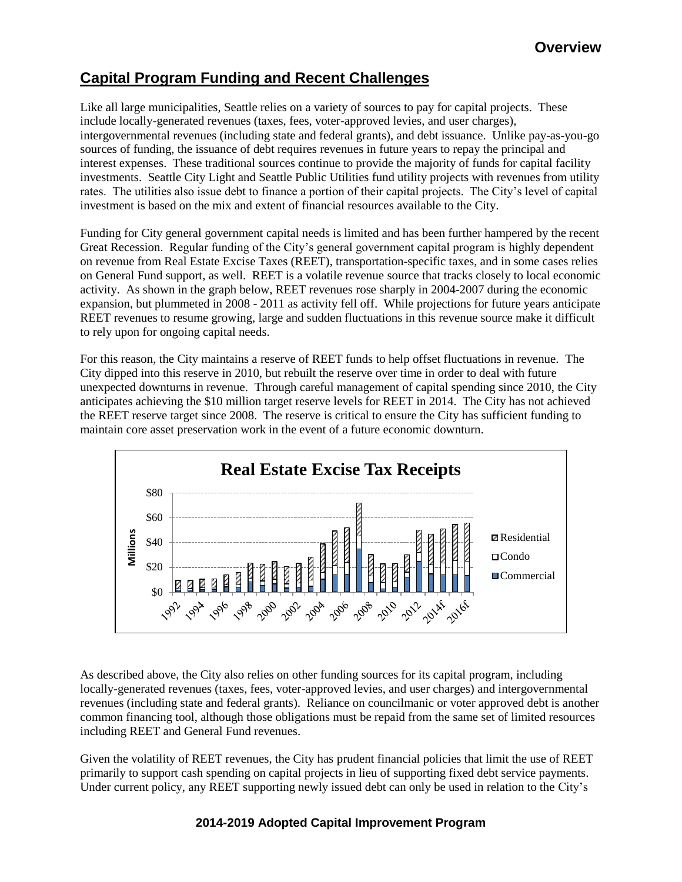## Capital Program Funding and Recent Challenges

Like all large municipalities, Seattle relies on a variety of sources to pay for capital projects. These include locally-generated revenues (taxes, fees, voter-approved levies, and user charges), intergovernmental revenues (including state and federal grants), and debt issuance. Unlike pay-as-you-go sources of funding, the issuance of debt requires revenues in future years to repay the principal and interest expenses. These traditional sources continue to provide the majority of funds for capital facility investments. Seattle City Light and Seattle Public Utilities fund utility projects with revenues from utility rates. The utilities also issue debt to finance a portion of their capital projects. The City's level of capital investment is based on the mix and extent of financial resources available to the City.

Funding for City general government capital needs is limited and has been further hampered by the recent Great Recession. Regular funding of the City's general government capital program is highly dependent on revenue from Real Estate Excise Taxes (REET), transportation-specific taxes, and in some cases relies on General Fund support, as well. REET is a volatile revenue source that tracks closely to local economic activity. As shown in the graph below, REET revenues rose sharply in 2004-2007 during the economic expansion, but plummeted in 2008 - 2011 as activity fell off. While projections for future years anticipate REET revenues to resume growing, large and sudden fluctuations in this revenue source make it difficult to rely upon for ongoing capital needs.

For this reason, the City maintains a reserve of REET funds to help offset fluctuations in revenue. The City dipped into this reserve in 2010, but rebuilt the reserve over time in order to deal with future unexpected downturns in revenue. Through careful management of capital spending since 2010, the City anticipates achieving the $10 million target reserve levels for REET in 2014. The City has not achieved the REET reserve target since 2008. The reserve is critical to ensure the City has sufficient funding to maintain core asset preservation work in the event of a future economic downturn.

**Real Estate Excise Tax Receipts**

(Chart: Millions, $0–$80; years 1992–2016f; series: Residential, Condo, Commercial)

As described above, the City also relies on other funding sources for its capital program, including locally-generated revenues (taxes, fees, voter-approved levies, and user charges) and intergovernmental revenues (including state and federal grants). Reliance on councilmanic or voter approved debt is another common financing tool, although those obligations must be repaid from the same set of limited resources including REET and General Fund revenues.

Given the volatility of REET revenues, the City has prudent financial policies that limit the use of REET primarily to support cash spending on capital projects in lieu of supporting fixed debt service payments. Under current policy, any REET supporting newly issued debt can only be used in relation to the City's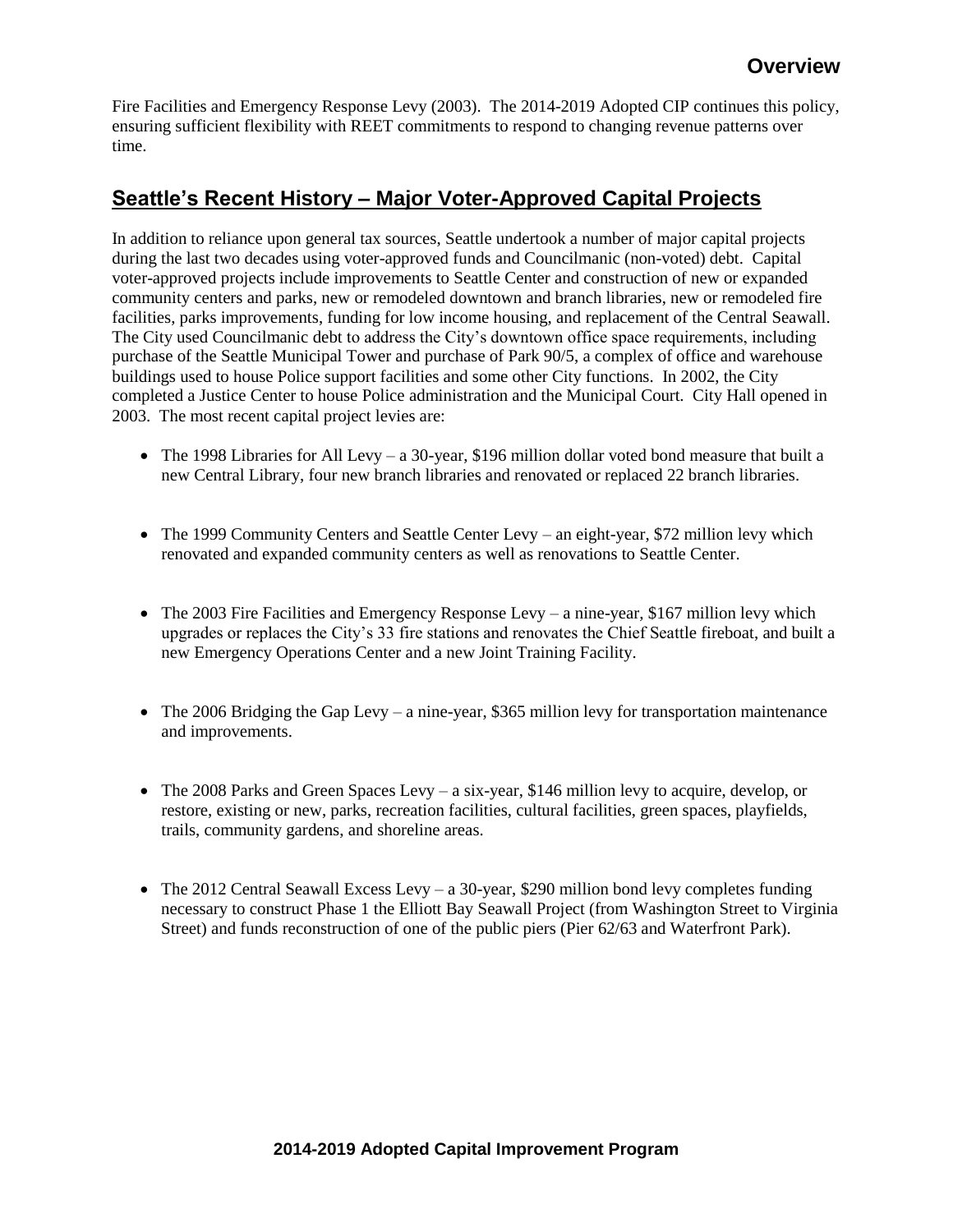Fire Facilities and Emergency Response Levy (2003). The 2014-2019 Adopted CIP continues this policy, ensuring sufficient flexibility with REET commitments to respond to changing revenue patterns over time.

## Seattle's Recent History – Major Voter-Approved Capital Projects

In addition to reliance upon general tax sources, Seattle undertook a number of major capital projects during the last two decades using voter-approved funds and Councilmanic (non-voted) debt. Capital voter-approved projects include improvements to Seattle Center and construction of new or expanded community centers and parks, new or remodeled downtown and branch libraries, new or remodeled fire facilities, parks improvements, funding for low income housing, and replacement of the Central Seawall. The City used Councilmanic debt to address the City's downtown office space requirements, including purchase of the Seattle Municipal Tower and purchase of Park 90/5, a complex of office and warehouse buildings used to house Police support facilities and some other City functions. In 2002, the City completed a Justice Center to house Police administration and the Municipal Court. City Hall opened in 2003. The most recent capital project levies are:

- The 1998 Libraries for All Levy – a 30-year, $196 million dollar voted bond measure that built a new Central Library, four new branch libraries and renovated or replaced 22 branch libraries.

- The 1999 Community Centers and Seattle Center Levy – an eight-year, $72 million levy which renovated and expanded community centers as well as renovations to Seattle Center.

- The 2003 Fire Facilities and Emergency Response Levy – a nine-year, $167 million levy which upgrades or replaces the City's 33 fire stations and renovates the Chief Seattle fireboat, and built a new Emergency Operations Center and a new Joint Training Facility.

- The 2006 Bridging the Gap Levy – a nine-year, $365 million levy for transportation maintenance and improvements.

- The 2008 Parks and Green Spaces Levy – a six-year, $146 million levy to acquire, develop, or restore, existing or new, parks, recreation facilities, cultural facilities, green spaces, playfields, trails, community gardens, and shoreline areas.

- The 2012 Central Seawall Excess Levy – a 30-year, $290 million bond levy completes funding necessary to construct Phase 1 the Elliott Bay Seawall Project (from Washington Street to Virginia Street) and funds reconstruction of one of the public piers (Pier 62/63 and Waterfront Park).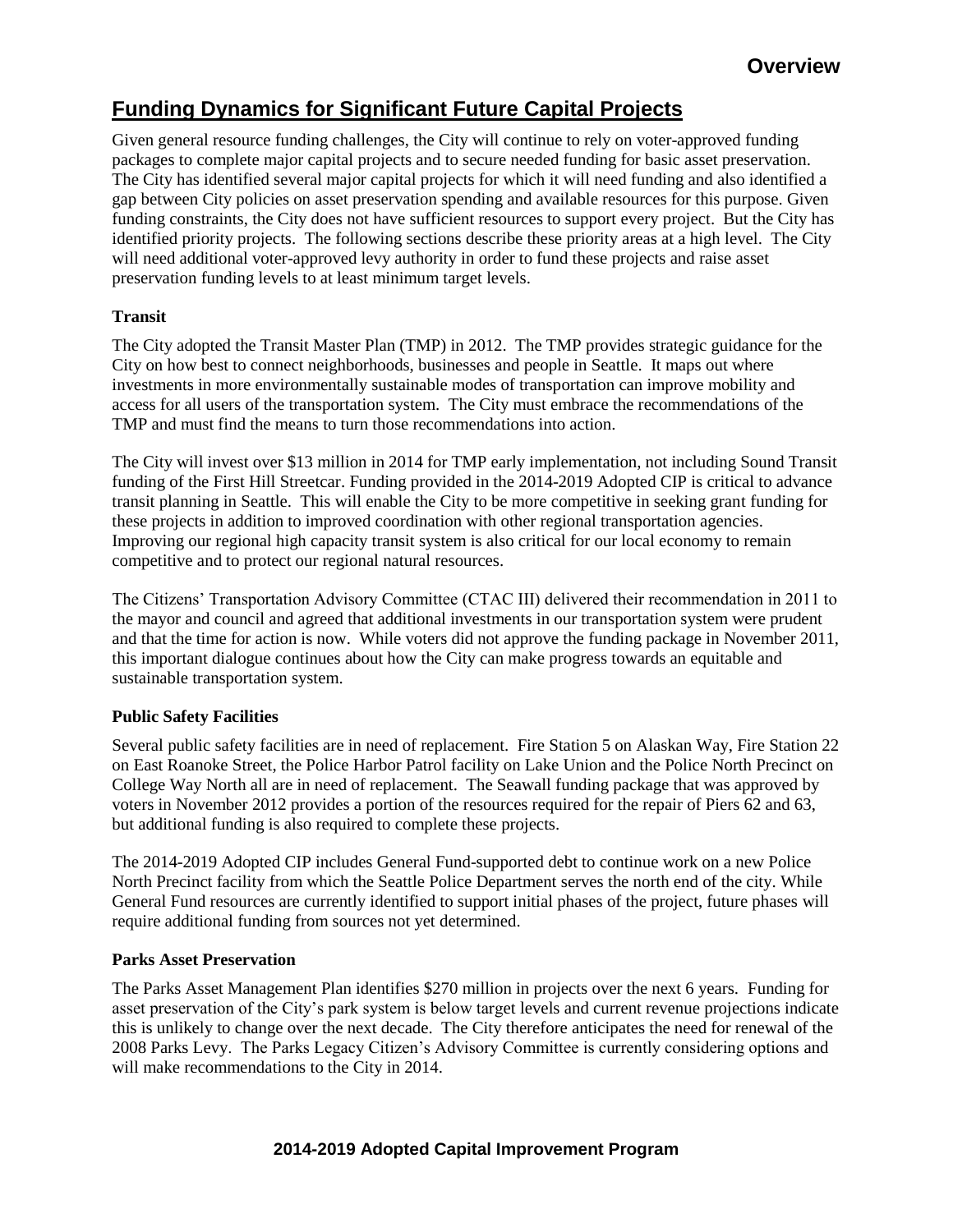## Funding Dynamics for Significant Future Capital Projects

Given general resource funding challenges, the City will continue to rely on voter-approved funding packages to complete major capital projects and to secure needed funding for basic asset preservation. The City has identified several major capital projects for which it will need funding and also identified a gap between City policies on asset preservation spending and available resources for this purpose. Given funding constraints, the City does not have sufficient resources to support every project. But the City has identified priority projects. The following sections describe these priority areas at a high level. The City will need additional voter-approved levy authority in order to fund these projects and raise asset preservation funding levels to at least minimum target levels.

### Transit

The City adopted the Transit Master Plan (TMP) in 2012. The TMP provides strategic guidance for the City on how best to connect neighborhoods, businesses and people in Seattle. It maps out where investments in more environmentally sustainable modes of transportation can improve mobility and access for all users of the transportation system. The City must embrace the recommendations of the TMP and must find the means to turn those recommendations into action.

The City will invest over $13 million in 2014 for TMP early implementation, not including Sound Transit funding of the First Hill Streetcar. Funding provided in the 2014-2019 Adopted CIP is critical to advance transit planning in Seattle. This will enable the City to be more competitive in seeking grant funding for these projects in addition to improved coordination with other regional transportation agencies. Improving our regional high capacity transit system is also critical for our local economy to remain competitive and to protect our regional natural resources.

The Citizens' Transportation Advisory Committee (CTAC III) delivered their recommendation in 2011 to the mayor and council and agreed that additional investments in our transportation system were prudent and that the time for action is now. While voters did not approve the funding package in November 2011, this important dialogue continues about how the City can make progress towards an equitable and sustainable transportation system.

### Public Safety Facilities

Several public safety facilities are in need of replacement. Fire Station 5 on Alaskan Way, Fire Station 22 on East Roanoke Street, the Police Harbor Patrol facility on Lake Union and the Police North Precinct on College Way North all are in need of replacement. The Seawall funding package that was approved by voters in November 2012 provides a portion of the resources required for the repair of Piers 62 and 63, but additional funding is also required to complete these projects.

The 2014-2019 Adopted CIP includes General Fund-supported debt to continue work on a new Police North Precinct facility from which the Seattle Police Department serves the north end of the city. While General Fund resources are currently identified to support initial phases of the project, future phases will require additional funding from sources not yet determined.

### Parks Asset Preservation

The Parks Asset Management Plan identifies $270 million in projects over the next 6 years. Funding for asset preservation of the City's park system is below target levels and current revenue projections indicate this is unlikely to change over the next decade. The City therefore anticipates the need for renewal of the 2008 Parks Levy. The Parks Legacy Citizen's Advisory Committee is currently considering options and will make recommendations to the City in 2014.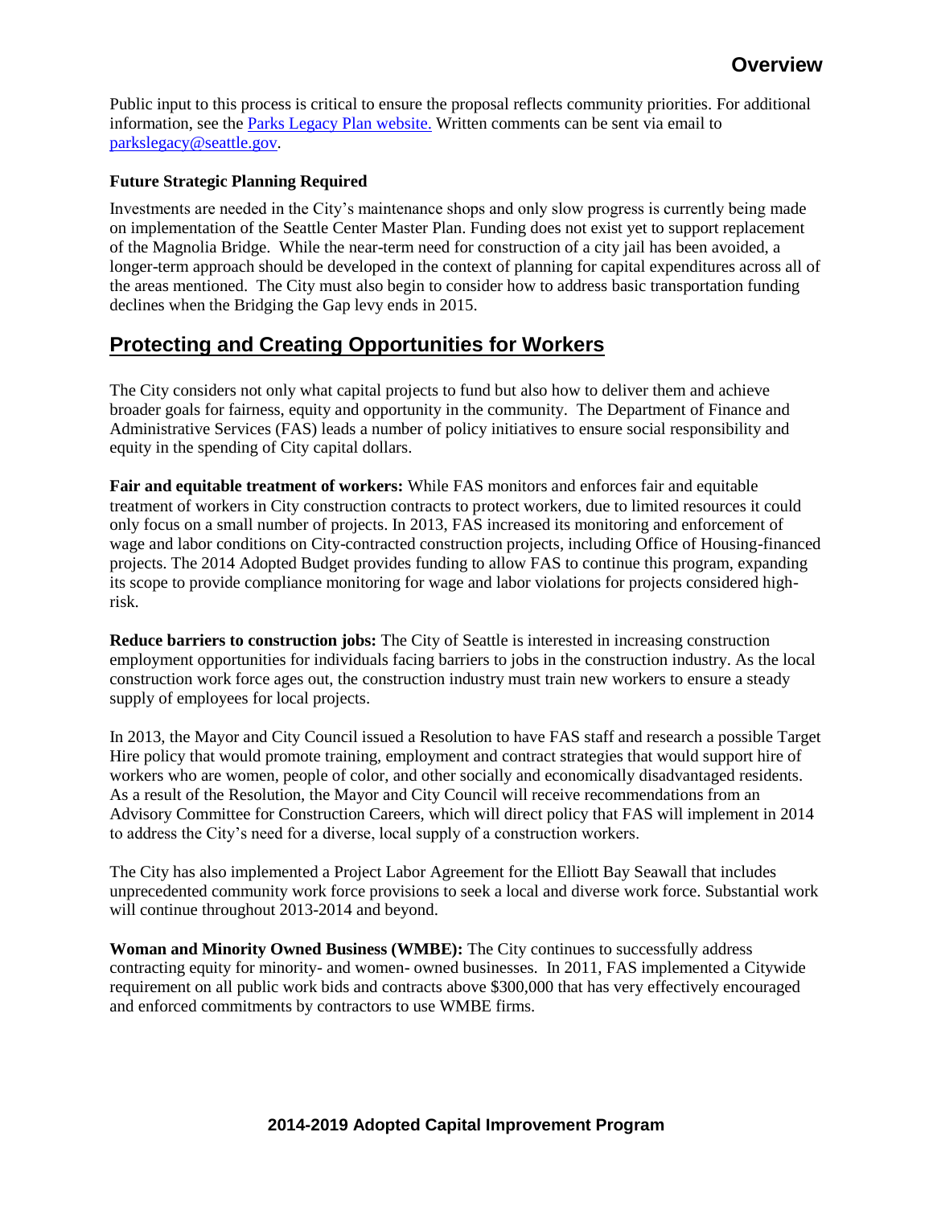Public input to this process is critical to ensure the proposal reflects community priorities. For additional information, see the [Parks Legacy Plan website.](#) Written comments can be sent via email to [parkslegacy@seattle.gov](mailto:parkslegacy@seattle.gov).

**Future Strategic Planning Required**

Investments are needed in the City's maintenance shops and only slow progress is currently being made on implementation of the Seattle Center Master Plan. Funding does not exist yet to support replacement of the Magnolia Bridge. While the near-term need for construction of a city jail has been avoided, a longer-term approach should be developed in the context of planning for capital expenditures across all of the areas mentioned. The City must also begin to consider how to address basic transportation funding declines when the Bridging the Gap levy ends in 2015.

## Protecting and Creating Opportunities for Workers

The City considers not only what capital projects to fund but also how to deliver them and achieve broader goals for fairness, equity and opportunity in the community. The Department of Finance and Administrative Services (FAS) leads a number of policy initiatives to ensure social responsibility and equity in the spending of City capital dollars.

**Fair and equitable treatment of workers:** While FAS monitors and enforces fair and equitable treatment of workers in City construction contracts to protect workers, due to limited resources it could only focus on a small number of projects. In 2013, FAS increased its monitoring and enforcement of wage and labor conditions on City-contracted construction projects, including Office of Housing-financed projects. The 2014 Adopted Budget provides funding to allow FAS to continue this program, expanding its scope to provide compliance monitoring for wage and labor violations for projects considered high-risk.

**Reduce barriers to construction jobs:** The City of Seattle is interested in increasing construction employment opportunities for individuals facing barriers to jobs in the construction industry. As the local construction work force ages out, the construction industry must train new workers to ensure a steady supply of employees for local projects.

In 2013, the Mayor and City Council issued a Resolution to have FAS staff and research a possible Target Hire policy that would promote training, employment and contract strategies that would support hire of workers who are women, people of color, and other socially and economically disadvantaged residents. As a result of the Resolution, the Mayor and City Council will receive recommendations from an Advisory Committee for Construction Careers, which will direct policy that FAS will implement in 2014 to address the City's need for a diverse, local supply of a construction workers.

The City has also implemented a Project Labor Agreement for the Elliott Bay Seawall that includes unprecedented community work force provisions to seek a local and diverse work force. Substantial work will continue throughout 2013-2014 and beyond.

**Woman and Minority Owned Business (WMBE):** The City continues to successfully address contracting equity for minority- and women- owned businesses. In 2011, FAS implemented a Citywide requirement on all public work bids and contracts above $300,000 that has very effectively encouraged and enforced commitments by contractors to use WMBE firms.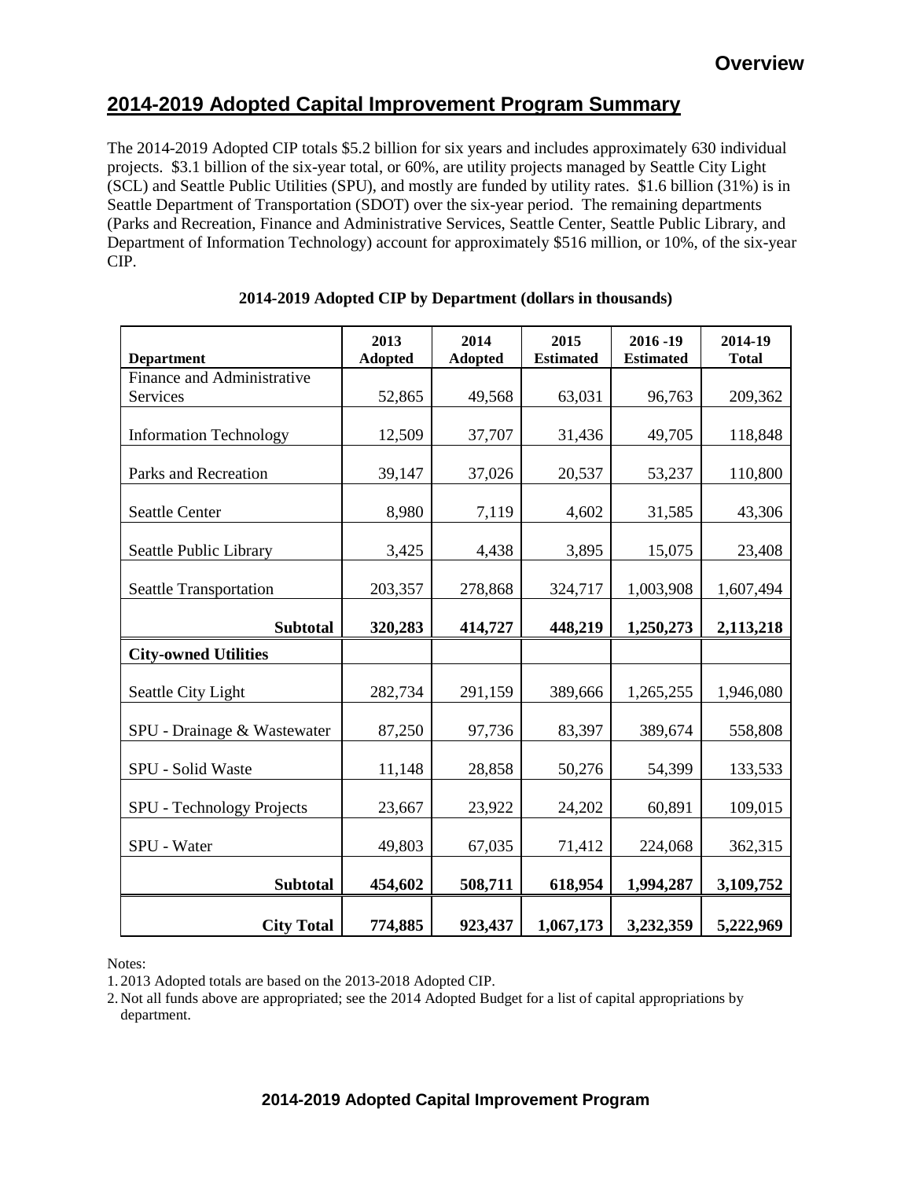## 2014-2019 Adopted Capital Improvement Program Summary

The 2014-2019 Adopted CIP totals $5.2 billion for six years and includes approximately 630 individual projects. $3.1 billion of the six-year total, or 60%, are utility projects managed by Seattle City Light (SCL) and Seattle Public Utilities (SPU), and mostly are funded by utility rates. $1.6 billion (31%) is in Seattle Department of Transportation (SDOT) over the six-year period. The remaining departments (Parks and Recreation, Finance and Administrative Services, Seattle Center, Seattle Public Library, and Department of Information Technology) account for approximately $516 million, or 10%, of the six-year CIP.

**2014-2019 Adopted CIP by Department (dollars in thousands)**

| Department | 2013 Adopted | 2014 Adopted | 2015 Estimated | 2016 -19 Estimated | 2014-19 Total |
|---|---|---|---|---|---|
| Finance and Administrative Services | 52,865 | 49,568 | 63,031 | 96,763 | 209,362 |
| Information Technology | 12,509 | 37,707 | 31,436 | 49,705 | 118,848 |
| Parks and Recreation | 39,147 | 37,026 | 20,537 | 53,237 | 110,800 |
| Seattle Center | 8,980 | 7,119 | 4,602 | 31,585 | 43,306 |
| Seattle Public Library | 3,425 | 4,438 | 3,895 | 15,075 | 23,408 |
| Seattle Transportation | 203,357 | 278,868 | 324,717 | 1,003,908 | 1,607,494 |
| **Subtotal** | **320,283** | **414,727** | **448,219** | **1,250,273** | **2,113,218** |
| **City-owned Utilities** | | | | | |
| Seattle City Light | 282,734 | 291,159 | 389,666 | 1,265,255 | 1,946,080 |
| SPU - Drainage & Wastewater | 87,250 | 97,736 | 83,397 | 389,674 | 558,808 |
| SPU - Solid Waste | 11,148 | 28,858 | 50,276 | 54,399 | 133,533 |
| SPU - Technology Projects | 23,667 | 23,922 | 24,202 | 60,891 | 109,015 |
| SPU - Water | 49,803 | 67,035 | 71,412 | 224,068 | 362,315 |
| **Subtotal** | **454,602** | **508,711** | **618,954** | **1,994,287** | **3,109,752** |
| **City Total** | **774,885** | **923,437** | **1,067,173** | **3,232,359** | **5,222,969** |

Notes:

1. 2013 Adopted totals are based on the 2013-2018 Adopted CIP.
2. Not all funds above are appropriated; see the 2014 Adopted Budget for a list of capital appropriations by department.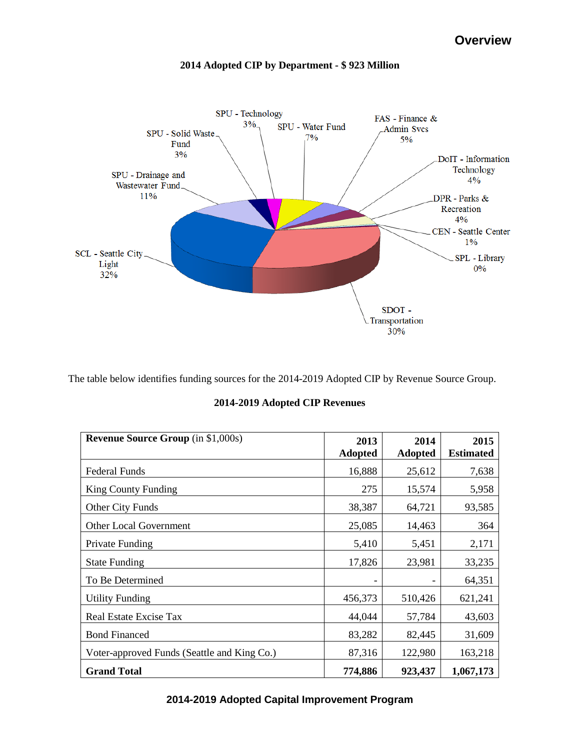# Overview

**2014 Adopted CIP by Department - $ 923 Million**

SPU - Technology 3%
SPU - Water Fund 7%
FAS - Finance & Admin Svcs 5%
SPU - Solid Waste Fund 3%
DoIT - Information Technology 4%
SPU - Drainage and Wastewater Fund 11%
DPR - Parks & Recreation 4%
CEN - Seattle Center 1%
SCL - Seattle City Light 32%
SPL - Library 0%
SDOT - Transportation 30%

The table below identifies funding sources for the 2014-2019 Adopted CIP by Revenue Source Group.

**2014-2019 Adopted CIP Revenues**

| **Revenue Source Group** (in $1,000s) | **2013 Adopted** | **2014 Adopted** | **2015 Estimated** |
|---|---|---|---|
| Federal Funds | 16,888 | 25,612 | 7,638 |
| King County Funding | 275 | 15,574 | 5,958 |
| Other City Funds | 38,387 | 64,721 | 93,585 |
| Other Local Government | 25,085 | 14,463 | 364 |
| Private Funding | 5,410 | 5,451 | 2,171 |
| State Funding | 17,826 | 23,981 | 33,235 |
| To Be Determined | - | - | 64,351 |
| Utility Funding | 456,373 | 510,426 | 621,241 |
| Real Estate Excise Tax | 44,044 | 57,784 | 43,603 |
| Bond Financed | 83,282 | 82,445 | 31,609 |
| Voter-approved Funds (Seattle and King Co.) | 87,316 | 122,980 | 163,218 |
| **Grand Total** | **774,886** | **923,437** | **1,067,173** |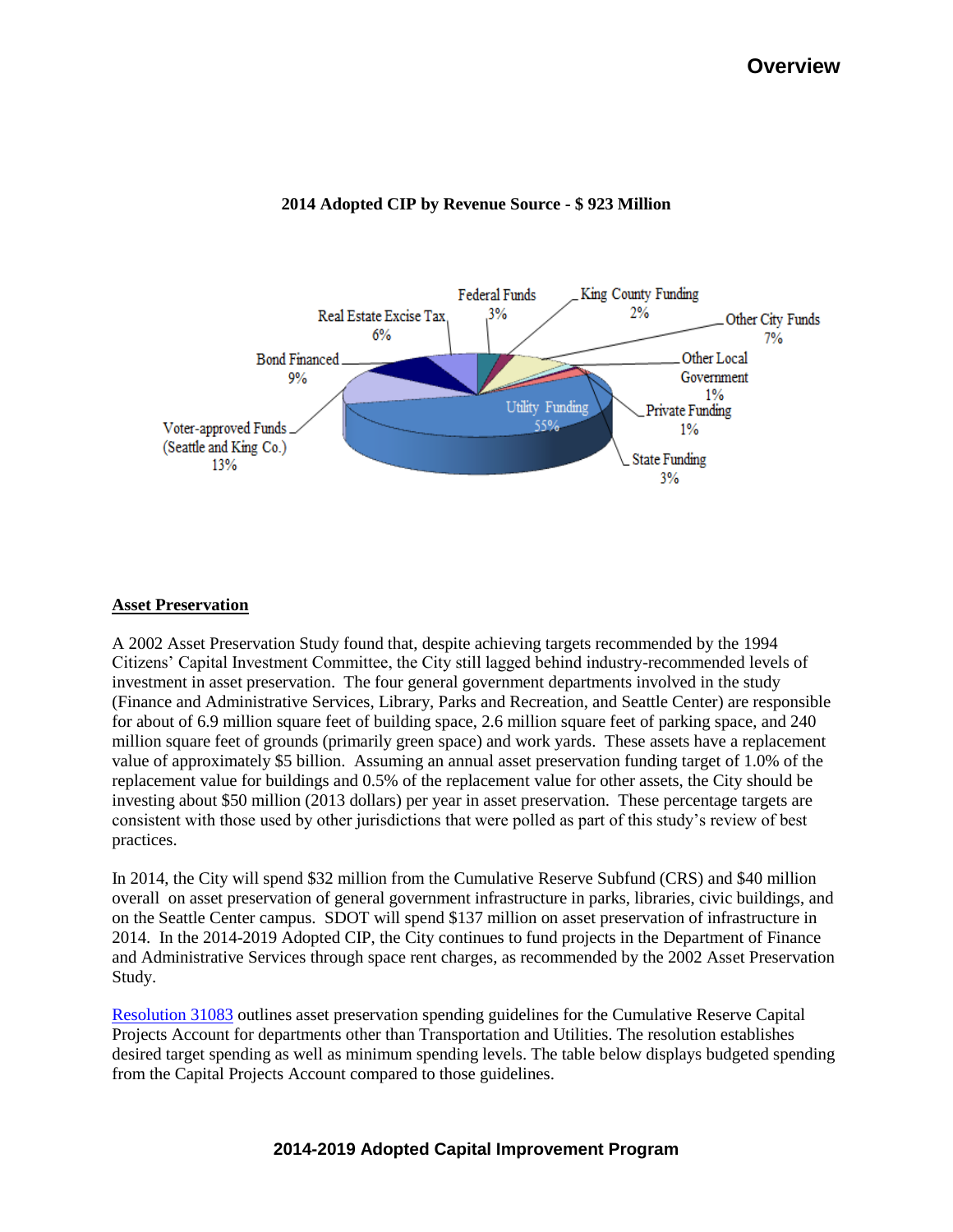**2014 Adopted CIP by Revenue Source - $ 923 Million**

- Utility Funding 55%
- Voter-approved Funds (Seattle and King Co.) 13%
- Bond Financed 9%
- Other City Funds 7%
- Real Estate Excise Tax 6%
- Federal Funds 3%
- State Funding 3%
- King County Funding 2%
- Other Local Government 1%
- Private Funding 1%

## Asset Preservation

A 2002 Asset Preservation Study found that, despite achieving targets recommended by the 1994 Citizens' Capital Investment Committee, the City still lagged behind industry-recommended levels of investment in asset preservation. The four general government departments involved in the study (Finance and Administrative Services, Library, Parks and Recreation, and Seattle Center) are responsible for about of 6.9 million square feet of building space, 2.6 million square feet of parking space, and 240 million square feet of grounds (primarily green space) and work yards. These assets have a replacement value of approximately $5 billion. Assuming an annual asset preservation funding target of 1.0% of the replacement value for buildings and 0.5% of the replacement value for other assets, the City should be investing about $50 million (2013 dollars) per year in asset preservation. These percentage targets are consistent with those used by other jurisdictions that were polled as part of this study's review of best practices.

In 2014, the City will spend $32 million from the Cumulative Reserve Subfund (CRS) and $40 million overall on asset preservation of general government infrastructure in parks, libraries, civic buildings, and on the Seattle Center campus. SDOT will spend $137 million on asset preservation of infrastructure in 2014. In the 2014-2019 Adopted CIP, the City continues to fund projects in the Department of Finance and Administrative Services through space rent charges, as recommended by the 2002 Asset Preservation Study.

Resolution 31083 outlines asset preservation spending guidelines for the Cumulative Reserve Capital Projects Account for departments other than Transportation and Utilities. The resolution establishes desired target spending as well as minimum spending levels. The table below displays budgeted spending from the Capital Projects Account compared to those guidelines.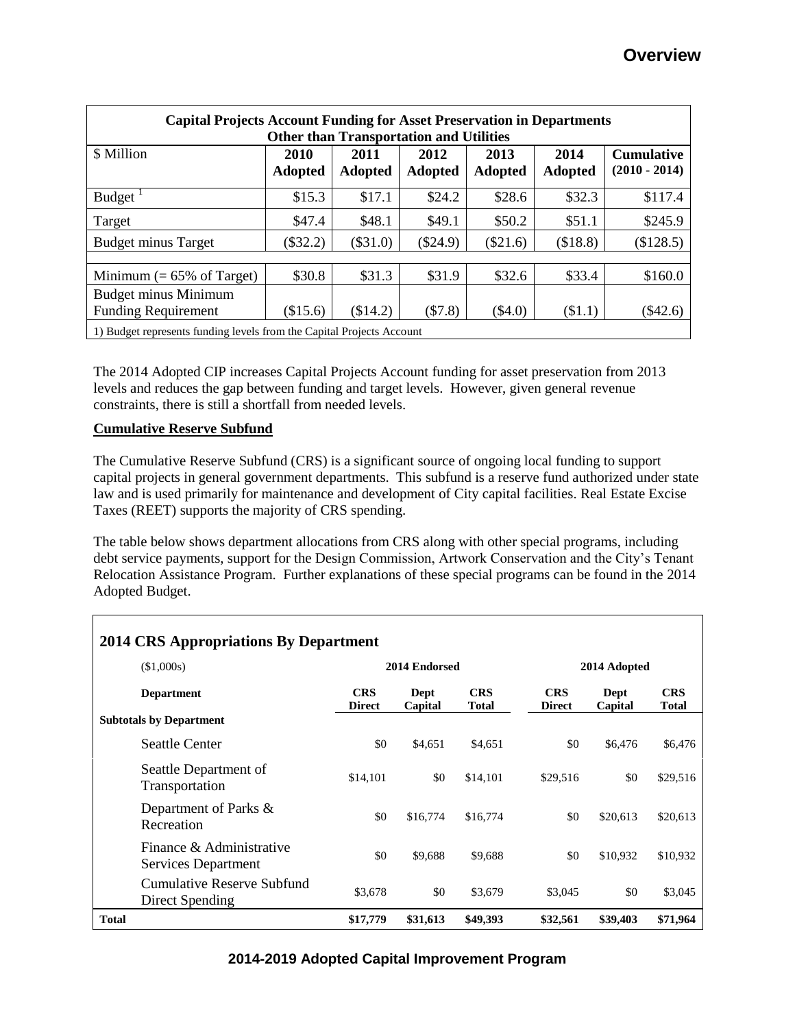| Capital Projects Account Funding for Asset Preservation in Departments Other than Transportation and Utilities | | | | | | |
|---|---|---|---|---|---|---|
| $ Million | 2010 Adopted | 2011 Adopted | 2012 Adopted | 2013 Adopted | 2014 Adopted | Cumulative (2010 - 2014) |
| Budget [1] | $15.3 | $17.1 | $24.2 | $28.6 | $32.3 | $117.4 |
| Target | $47.4 | $48.1 | $49.1 | $50.2 | $51.1 | $245.9 |
| Budget minus Target | ($32.2) | ($31.0) | ($24.9) | ($21.6) | ($18.8) | ($128.5) |
| | | | | | | |
| Minimum (= 65% of Target) | $30.8 | $31.3 | $31.9 | $32.6 | $33.4 | $160.0 |
| Budget minus Minimum Funding Requirement | ($15.6) | ($14.2) | ($7.8) | ($4.0) | ($1.1) | ($42.6) |

1) Budget represents funding levels from the Capital Projects Account

The 2014 Adopted CIP increases Capital Projects Account funding for asset preservation from 2013 levels and reduces the gap between funding and target levels. However, given general revenue constraints, there is still a shortfall from needed levels.

**Cumulative Reserve Subfund**

The Cumulative Reserve Subfund (CRS) is a significant source of ongoing local funding to support capital projects in general government departments. This subfund is a reserve fund authorized under state law and is used primarily for maintenance and development of City capital facilities. Real Estate Excise Taxes (REET) supports the majority of CRS spending.

The table below shows department allocations from CRS along with other special programs, including debt service payments, support for the Design Commission, Artwork Conservation and the City's Tenant Relocation Assistance Program. Further explanations of these special programs can be found in the 2014 Adopted Budget.

**2014 CRS Appropriations By Department**

| ($1,000s) | 2014 Endorsed | | | 2014 Adopted | | |
|---|---|---|---|---|---|---|
| Department | CRS Direct | Dept Capital | CRS Total | CRS Direct | Dept Capital | CRS Total |
| **Subtotals by Department** | | | | | | |
| Seattle Center | $0 | $4,651 | $4,651 | $0 | $6,476 | $6,476 |
| Seattle Department of Transportation | $14,101 | $0 | $14,101 | $29,516 | $0 | $29,516 |
| Department of Parks & Recreation | $0 | $16,774 | $16,774 | $0 | $20,613 | $20,613 |
| Finance & Administrative Services Department | $0 | $9,688 | $9,688 | $0 | $10,932 | $10,932 |
| Cumulative Reserve Subfund Direct Spending | $3,678 | $0 | $3,679 | $3,045 | $0 | $3,045 |
| **Total** | **$17,779** | **$31,613** | **$49,393** | **$32,561** | **$39,403** | **$71,964** |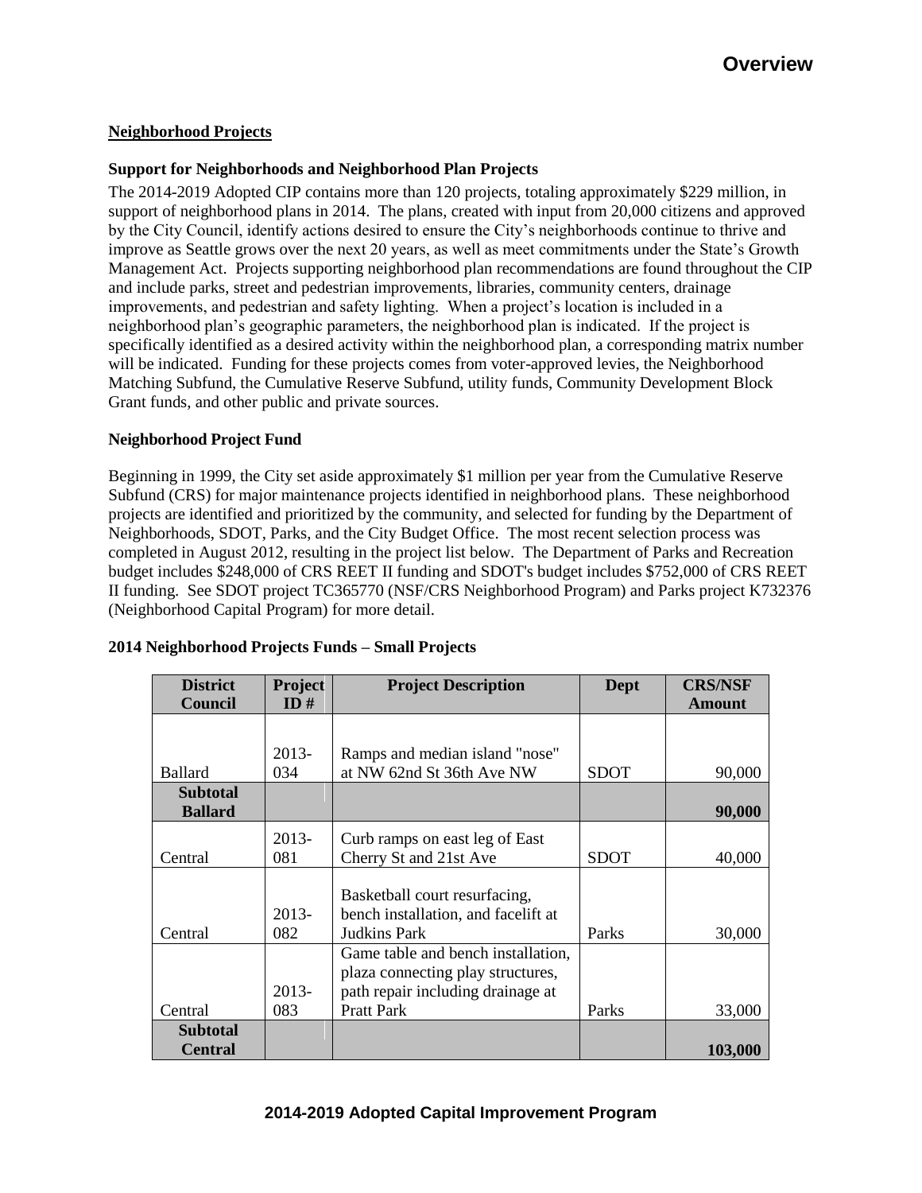## Neighborhood Projects

### Support for Neighborhoods and Neighborhood Plan Projects

The 2014-2019 Adopted CIP contains more than 120 projects, totaling approximately $229 million, in support of neighborhood plans in 2014. The plans, created with input from 20,000 citizens and approved by the City Council, identify actions desired to ensure the City's neighborhoods continue to thrive and improve as Seattle grows over the next 20 years, as well as meet commitments under the State's Growth Management Act. Projects supporting neighborhood plan recommendations are found throughout the CIP and include parks, street and pedestrian improvements, libraries, community centers, drainage improvements, and pedestrian and safety lighting. When a project's location is included in a neighborhood plan's geographic parameters, the neighborhood plan is indicated. If the project is specifically identified as a desired activity within the neighborhood plan, a corresponding matrix number will be indicated. Funding for these projects comes from voter-approved levies, the Neighborhood Matching Subfund, the Cumulative Reserve Subfund, utility funds, Community Development Block Grant funds, and other public and private sources.

### Neighborhood Project Fund

Beginning in 1999, the City set aside approximately $1 million per year from the Cumulative Reserve Subfund (CRS) for major maintenance projects identified in neighborhood plans. These neighborhood projects are identified and prioritized by the community, and selected for funding by the Department of Neighborhoods, SDOT, Parks, and the City Budget Office. The most recent selection process was completed in August 2012, resulting in the project list below. The Department of Parks and Recreation budget includes $248,000 of CRS REET II funding and SDOT's budget includes $752,000 of CRS REET II funding. See SDOT project TC365770 (NSF/CRS Neighborhood Program) and Parks project K732376 (Neighborhood Capital Program) for more detail.

### 2014 Neighborhood Projects Funds – Small Projects

| District Council | Project ID # | Project Description | Dept | CRS/NSF Amount |
|---|---|---|---|---|
| Ballard | 2013-034 | Ramps and median island "nose" at NW 62nd St 36th Ave NW | SDOT | 90,000 |
| **Subtotal Ballard** | | | | **90,000** |
| Central | 2013-081 | Curb ramps on east leg of East Cherry St and 21st Ave | SDOT | 40,000 |
| Central | 2013-082 | Basketball court resurfacing, bench installation, and facelift at Judkins Park | Parks | 30,000 |
| Central | 2013-083 | Game table and bench installation, plaza connecting play structures, path repair including drainage at Pratt Park | Parks | 33,000 |
| **Subtotal Central** | | | | **103,000** |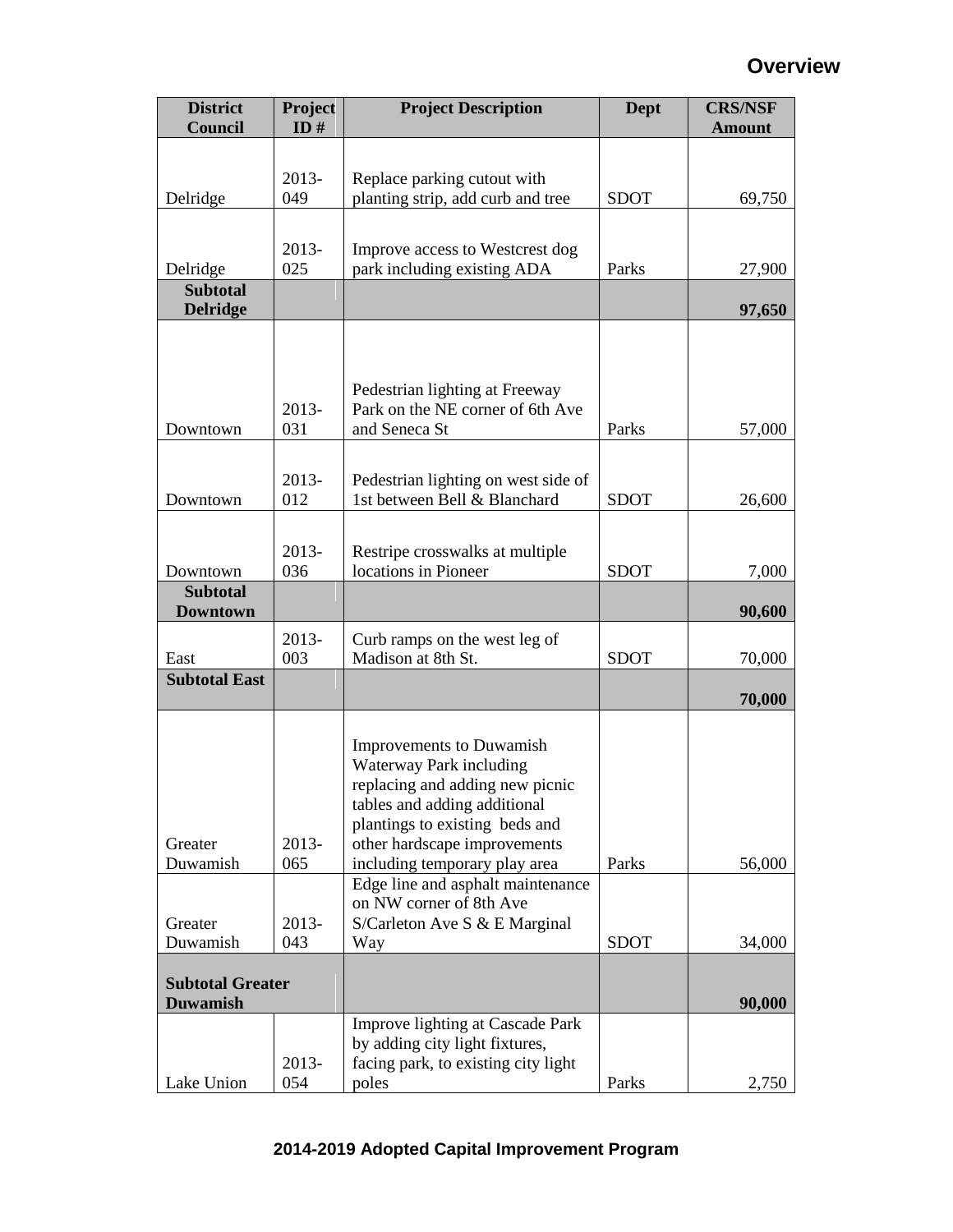| District Council | Project ID # | Project Description | Dept | CRS/NSF Amount |
|---|---|---|---|---|
| Delridge | 2013-049 | Replace parking cutout with planting strip, add curb and tree | SDOT | 69,750 |
| Delridge | 2013-025 | Improve access to Westcrest dog park including existing ADA | Parks | 27,900 |
| **Subtotal Delridge** | | | | **97,650** |
| Downtown | 2013-031 | Pedestrian lighting at Freeway Park on the NE corner of 6th Ave and Seneca St | Parks | 57,000 |
| Downtown | 2013-012 | Pedestrian lighting on west side of 1st between Bell & Blanchard | SDOT | 26,600 |
| Downtown | 2013-036 | Restripe crosswalks at multiple locations in Pioneer | SDOT | 7,000 |
| **Subtotal Downtown** | | | | **90,600** |
| East | 2013-003 | Curb ramps on the west leg of Madison at 8th St. | SDOT | 70,000 |
| **Subtotal East** | | | | **70,000** |
| Greater Duwamish | 2013-065 | Improvements to Duwamish Waterway Park including replacing and adding new picnic tables and adding additional plantings to existing beds and other hardscape improvements including temporary play area | Parks | 56,000 |
| Greater Duwamish | 2013-043 | Edge line and asphalt maintenance on NW corner of 8th Ave S/Carleton Ave S & E Marginal Way | SDOT | 34,000 |
| **Subtotal Greater Duwamish** | | | | **90,000** |
| Lake Union | 2013-054 | Improve lighting at Cascade Park by adding city light fixtures, facing park, to existing city light poles | Parks | 2,750 |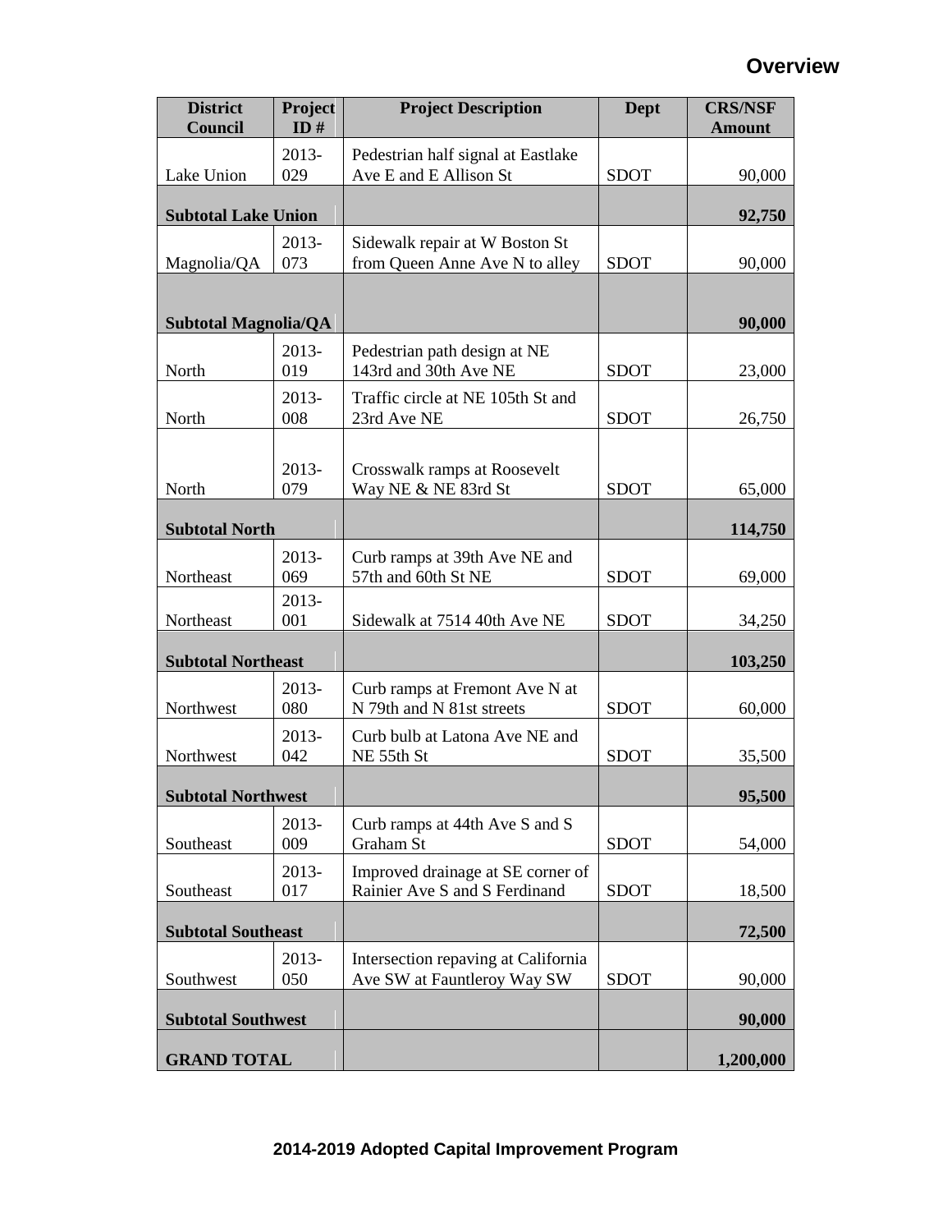| District Council | Project ID # | Project Description | Dept | CRS/NSF Amount |
| --- | --- | --- | --- | --- |
| Lake Union | 2013-029 | Pedestrian half signal at Eastlake Ave E and E Allison St | SDOT | 90,000 |
| **Subtotal Lake Union** | | | | **92,750** |
| Magnolia/QA | 2013-073 | Sidewalk repair at W Boston St from Queen Anne Ave N to alley | SDOT | 90,000 |
| **Subtotal Magnolia/QA** | | | | **90,000** |
| North | 2013-019 | Pedestrian path design at NE 143rd and 30th Ave NE | SDOT | 23,000 |
| North | 2013-008 | Traffic circle at NE 105th St and 23rd Ave NE | SDOT | 26,750 |
| North | 2013-079 | Crosswalk ramps at Roosevelt Way NE & NE 83rd St | SDOT | 65,000 |
| **Subtotal North** | | | | **114,750** |
| Northeast | 2013-069 | Curb ramps at 39th Ave NE and 57th and 60th St NE | SDOT | 69,000 |
| Northeast | 2013-001 | Sidewalk at 7514 40th Ave NE | SDOT | 34,250 |
| **Subtotal Northeast** | | | | **103,250** |
| Northwest | 2013-080 | Curb ramps at Fremont Ave N at N 79th and N 81st streets | SDOT | 60,000 |
| Northwest | 2013-042 | Curb bulb at Latona Ave NE and NE 55th St | SDOT | 35,500 |
| **Subtotal Northwest** | | | | **95,500** |
| Southeast | 2013-009 | Curb ramps at 44th Ave S and S Graham St | SDOT | 54,000 |
| Southeast | 2013-017 | Improved drainage at SE corner of Rainier Ave S and S Ferdinand | SDOT | 18,500 |
| **Subtotal Southeast** | | | | **72,500** |
| Southwest | 2013-050 | Intersection repaving at California Ave SW at Fauntleroy Way SW | SDOT | 90,000 |
| **Subtotal Southwest** | | | | **90,000** |
| **GRAND TOTAL** | | | | **1,200,000** |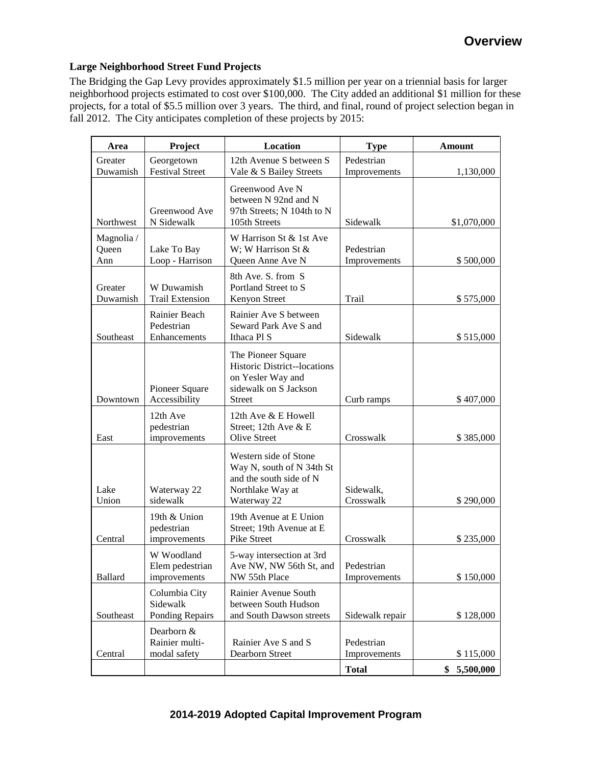## Large Neighborhood Street Fund Projects

The Bridging the Gap Levy provides approximately $1.5 million per year on a triennial basis for larger neighborhood projects estimated to cost over $100,000. The City added an additional $1 million for these projects, for a total of $5.5 million over 3 years. The third, and final, round of project selection began in fall 2012. The City anticipates completion of these projects by 2015:

| Area | Project | Location | Type | Amount |
|---|---|---|---|---|
| Greater Duwamish | Georgetown Festival Street | 12th Avenue S between S Vale & S Bailey Streets | Pedestrian Improvements | 1,130,000 |
| Northwest | Greenwood Ave N Sidewalk | Greenwood Ave N between N 92nd and N 97th Streets; N 104th to N 105th Streets | Sidewalk | $1,070,000 |
| Magnolia / Queen Ann | Lake To Bay Loop - Harrison | W Harrison St & 1st Ave W; W Harrison St & Queen Anne Ave N | Pedestrian Improvements | $ 500,000 |
| Greater Duwamish | W Duwamish Trail Extension | 8th Ave. S. from S Portland Street to S Kenyon Street | Trail | $ 575,000 |
| Southeast | Rainier Beach Pedestrian Enhancements | Rainier Ave S between Seward Park Ave S and Ithaca Pl S | Sidewalk | $ 515,000 |
| Downtown | Pioneer Square Accessibility | The Pioneer Square Historic District--locations on Yesler Way and sidewalk on S Jackson Street | Curb ramps | $ 407,000 |
| East | 12th Ave pedestrian improvements | 12th Ave & E Howell Street; 12th Ave & E Olive Street | Crosswalk | $ 385,000 |
| Lake Union | Waterway 22 sidewalk | Western side of Stone Way N, south of N 34th St and the south side of N Northlake Way at Waterway 22 | Sidewalk, Crosswalk | $ 290,000 |
| Central | 19th & Union pedestrian improvements | 19th Avenue at E Union Street; 19th Avenue at E Pike Street | Crosswalk | $ 235,000 |
| Ballard | W Woodland Elem pedestrian improvements | 5-way intersection at 3rd Ave NW, NW 56th St, and NW 55th Place | Pedestrian Improvements | $ 150,000 |
| Southeast | Columbia City Sidewalk Ponding Repairs | Rainier Avenue South between South Hudson and South Dawson streets | Sidewalk repair | $ 128,000 |
| Central | Dearborn & Rainier multi-modal safety | Rainier Ave S and S Dearborn Street | Pedestrian Improvements | $ 115,000 |
| | | | **Total** | **$ 5,500,000** |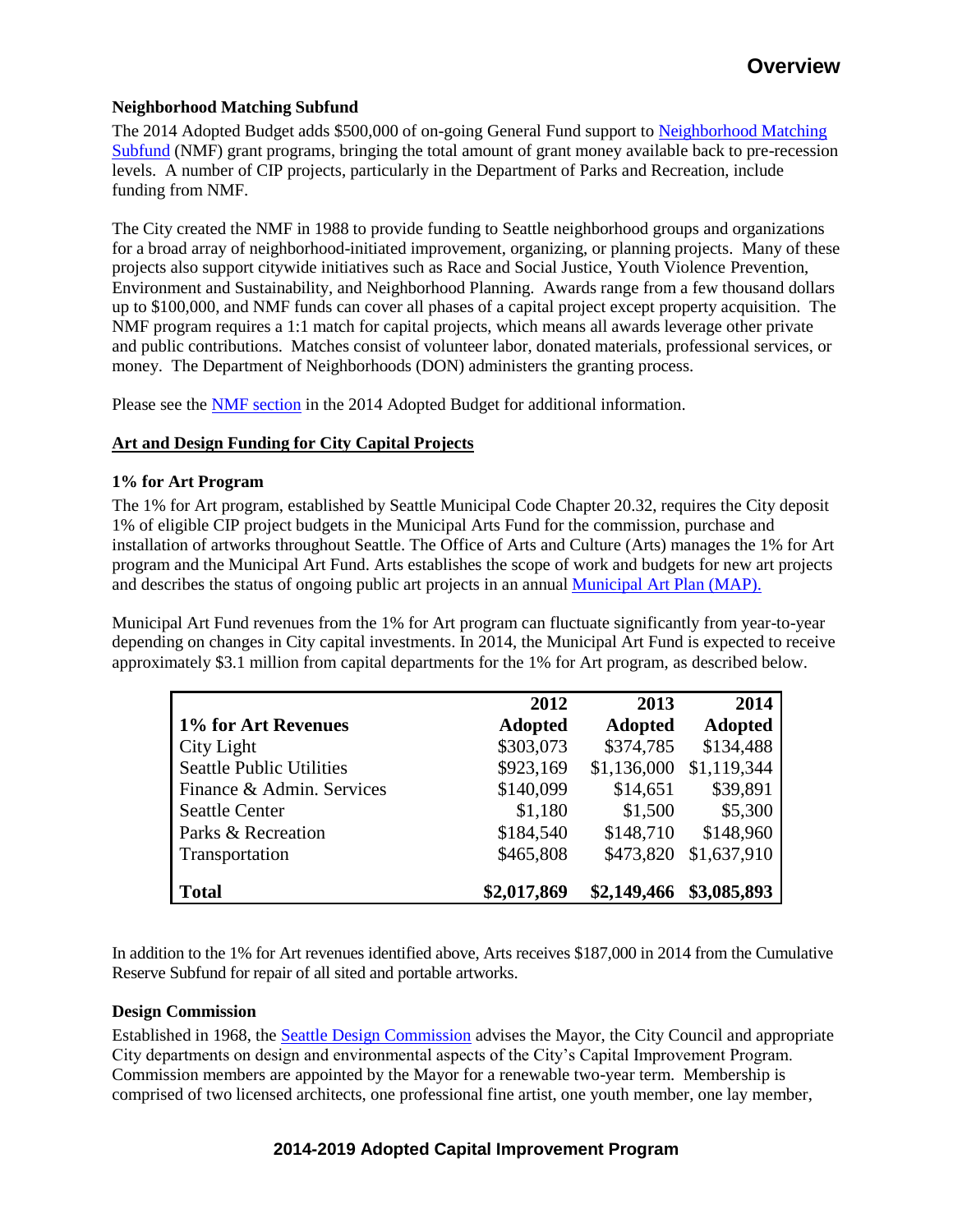### Neighborhood Matching Subfund

The 2014 Adopted Budget adds $500,000 of on-going General Fund support to Neighborhood Matching Subfund (NMF) grant programs, bringing the total amount of grant money available back to pre-recession levels. A number of CIP projects, particularly in the Department of Parks and Recreation, include funding from NMF.

The City created the NMF in 1988 to provide funding to Seattle neighborhood groups and organizations for a broad array of neighborhood-initiated improvement, organizing, or planning projects. Many of these projects also support citywide initiatives such as Race and Social Justice, Youth Violence Prevention, Environment and Sustainability, and Neighborhood Planning. Awards range from a few thousand dollars up to $100,000, and NMF funds can cover all phases of a capital project except property acquisition. The NMF program requires a 1:1 match for capital projects, which means all awards leverage other private and public contributions. Matches consist of volunteer labor, donated materials, professional services, or money. The Department of Neighborhoods (DON) administers the granting process.

Please see the NMF section in the 2014 Adopted Budget for additional information.

## Art and Design Funding for City Capital Projects

### 1% for Art Program

The 1% for Art program, established by Seattle Municipal Code Chapter 20.32, requires the City deposit 1% of eligible CIP project budgets in the Municipal Arts Fund for the commission, purchase and installation of artworks throughout Seattle. The Office of Arts and Culture (Arts) manages the 1% for Art program and the Municipal Art Fund. Arts establishes the scope of work and budgets for new art projects and describes the status of ongoing public art projects in an annual Municipal Art Plan (MAP).

Municipal Art Fund revenues from the 1% for Art program can fluctuate significantly from year-to-year depending on changes in City capital investments. In 2014, the Municipal Art Fund is expected to receive approximately $3.1 million from capital departments for the 1% for Art program, as described below.

| 1% for Art Revenues | 2012 Adopted | 2013 Adopted | 2014 Adopted |
|---|---|---|---|
| City Light | $303,073 | $374,785 | $134,488 |
| Seattle Public Utilities | $923,169 | $1,136,000 | $1,119,344 |
| Finance & Admin. Services | $140,099 | $14,651 | $39,891 |
| Seattle Center | $1,180 | $1,500 | $5,300 |
| Parks & Recreation | $184,540 | $148,710 | $148,960 |
| Transportation | $465,808 | $473,820 | $1,637,910 |
| **Total** | **$2,017,869** | **$2,149,466** | **$3,085,893** |

In addition to the 1% for Art revenues identified above, Arts receives $187,000 in 2014 from the Cumulative Reserve Subfund for repair of all sited and portable artworks.

### Design Commission

Established in 1968, the Seattle Design Commission advises the Mayor, the City Council and appropriate City departments on design and environmental aspects of the City's Capital Improvement Program. Commission members are appointed by the Mayor for a renewable two-year term. Membership is comprised of two licensed architects, one professional fine artist, one youth member, one lay member,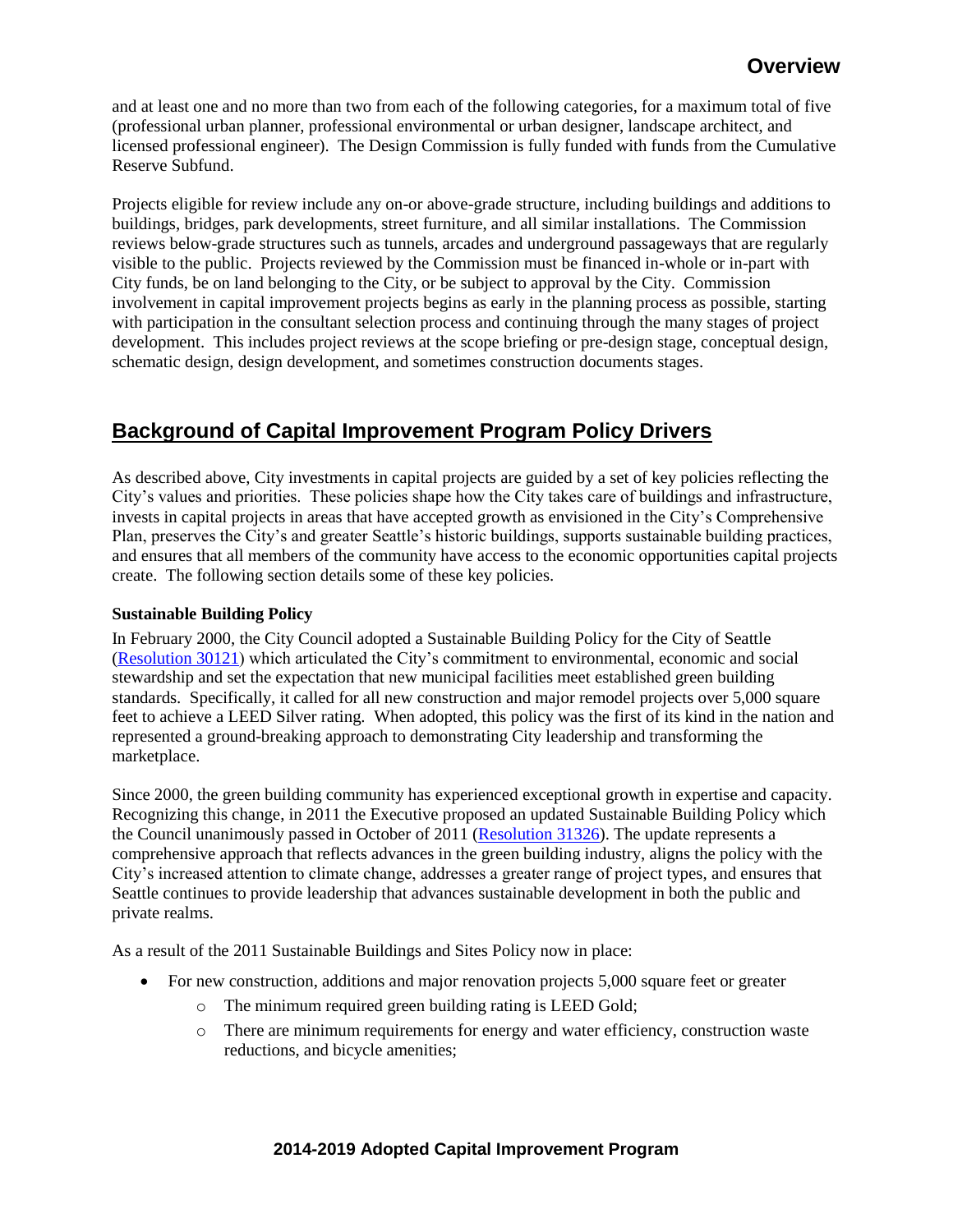and at least one and no more than two from each of the following categories, for a maximum total of five (professional urban planner, professional environmental or urban designer, landscape architect, and licensed professional engineer). The Design Commission is fully funded with funds from the Cumulative Reserve Subfund.

Projects eligible for review include any on-or above-grade structure, including buildings and additions to buildings, bridges, park developments, street furniture, and all similar installations. The Commission reviews below-grade structures such as tunnels, arcades and underground passageways that are regularly visible to the public. Projects reviewed by the Commission must be financed in-whole or in-part with City funds, be on land belonging to the City, or be subject to approval by the City. Commission involvement in capital improvement projects begins as early in the planning process as possible, starting with participation in the consultant selection process and continuing through the many stages of project development. This includes project reviews at the scope briefing or pre-design stage, conceptual design, schematic design, design development, and sometimes construction documents stages.

## Background of Capital Improvement Program Policy Drivers

As described above, City investments in capital projects are guided by a set of key policies reflecting the City's values and priorities. These policies shape how the City takes care of buildings and infrastructure, invests in capital projects in areas that have accepted growth as envisioned in the City's Comprehensive Plan, preserves the City's and greater Seattle's historic buildings, supports sustainable building practices, and ensures that all members of the community have access to the economic opportunities capital projects create. The following section details some of these key policies.

**Sustainable Building Policy**

In February 2000, the City Council adopted a Sustainable Building Policy for the City of Seattle (Resolution 30121) which articulated the City's commitment to environmental, economic and social stewardship and set the expectation that new municipal facilities meet established green building standards. Specifically, it called for all new construction and major remodel projects over 5,000 square feet to achieve a LEED Silver rating. When adopted, this policy was the first of its kind in the nation and represented a ground-breaking approach to demonstrating City leadership and transforming the marketplace.

Since 2000, the green building community has experienced exceptional growth in expertise and capacity. Recognizing this change, in 2011 the Executive proposed an updated Sustainable Building Policy which the Council unanimously passed in October of 2011 (Resolution 31326). The update represents a comprehensive approach that reflects advances in the green building industry, aligns the policy with the City's increased attention to climate change, addresses a greater range of project types, and ensures that Seattle continues to provide leadership that advances sustainable development in both the public and private realms.

As a result of the 2011 Sustainable Buildings and Sites Policy now in place:

- For new construction, additions and major renovation projects 5,000 square feet or greater
    - The minimum required green building rating is LEED Gold;
    - There are minimum requirements for energy and water efficiency, construction waste reductions, and bicycle amenities;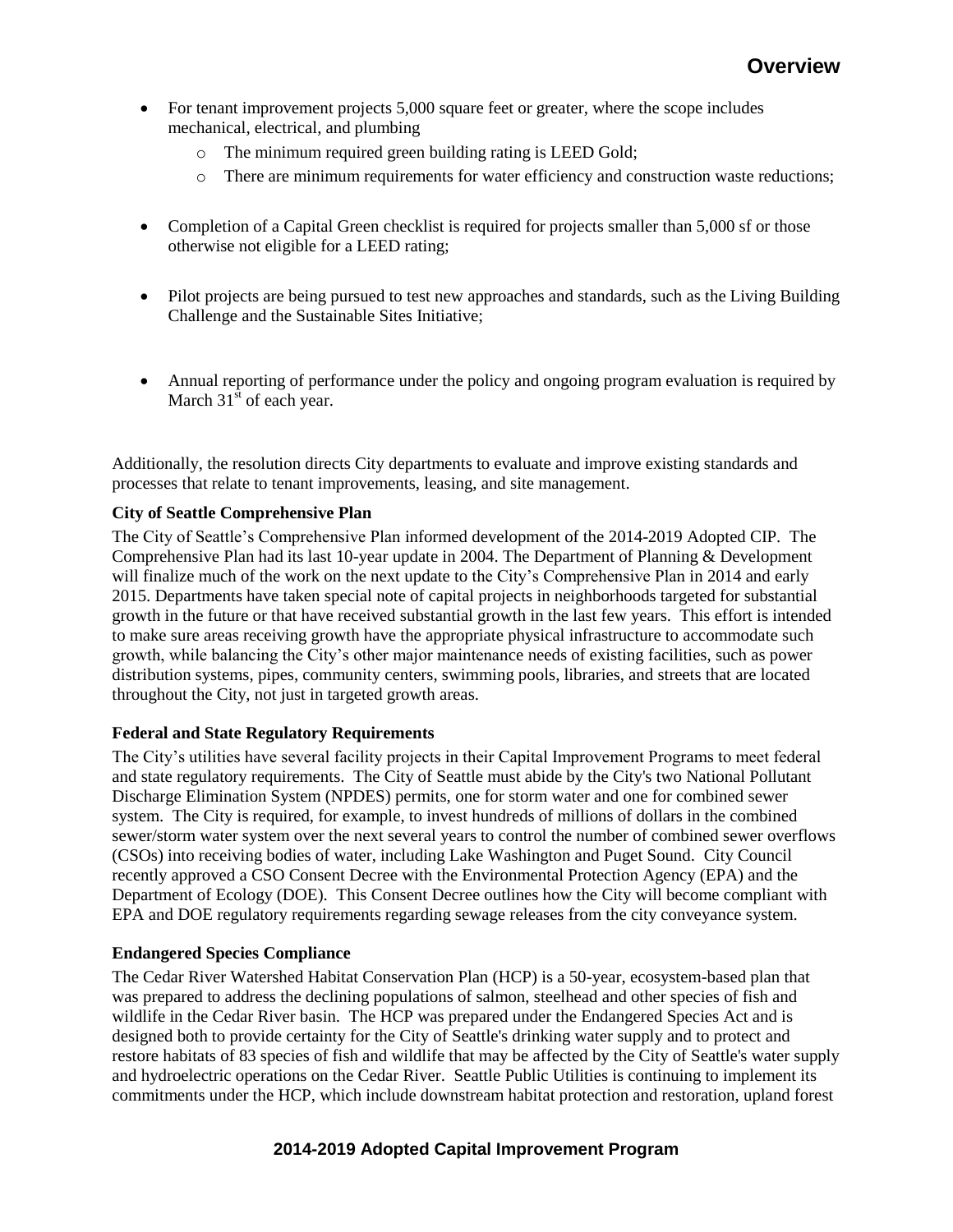- For tenant improvement projects 5,000 square feet or greater, where the scope includes mechanical, electrical, and plumbing
  - The minimum required green building rating is LEED Gold;
  - There are minimum requirements for water efficiency and construction waste reductions;
- Completion of a Capital Green checklist is required for projects smaller than 5,000 sf or those otherwise not eligible for a LEED rating;
- Pilot projects are being pursued to test new approaches and standards, such as the Living Building Challenge and the Sustainable Sites Initiative;
- Annual reporting of performance under the policy and ongoing program evaluation is required by March 31st of each year.

Additionally, the resolution directs City departments to evaluate and improve existing standards and processes that relate to tenant improvements, leasing, and site management.

**City of Seattle Comprehensive Plan**

The City of Seattle's Comprehensive Plan informed development of the 2014-2019 Adopted CIP. The Comprehensive Plan had its last 10-year update in 2004. The Department of Planning & Development will finalize much of the work on the next update to the City's Comprehensive Plan in 2014 and early 2015. Departments have taken special note of capital projects in neighborhoods targeted for substantial growth in the future or that have received substantial growth in the last few years. This effort is intended to make sure areas receiving growth have the appropriate physical infrastructure to accommodate such growth, while balancing the City's other major maintenance needs of existing facilities, such as power distribution systems, pipes, community centers, swimming pools, libraries, and streets that are located throughout the City, not just in targeted growth areas.

**Federal and State Regulatory Requirements**

The City's utilities have several facility projects in their Capital Improvement Programs to meet federal and state regulatory requirements. The City of Seattle must abide by the City's two National Pollutant Discharge Elimination System (NPDES) permits, one for storm water and one for combined sewer system. The City is required, for example, to invest hundreds of millions of dollars in the combined sewer/storm water system over the next several years to control the number of combined sewer overflows (CSOs) into receiving bodies of water, including Lake Washington and Puget Sound. City Council recently approved a CSO Consent Decree with the Environmental Protection Agency (EPA) and the Department of Ecology (DOE). This Consent Decree outlines how the City will become compliant with EPA and DOE regulatory requirements regarding sewage releases from the city conveyance system.

**Endangered Species Compliance**

The Cedar River Watershed Habitat Conservation Plan (HCP) is a 50-year, ecosystem-based plan that was prepared to address the declining populations of salmon, steelhead and other species of fish and wildlife in the Cedar River basin. The HCP was prepared under the Endangered Species Act and is designed both to provide certainty for the City of Seattle's drinking water supply and to protect and restore habitats of 83 species of fish and wildlife that may be affected by the City of Seattle's water supply and hydroelectric operations on the Cedar River. Seattle Public Utilities is continuing to implement its commitments under the HCP, which include downstream habitat protection and restoration, upland forest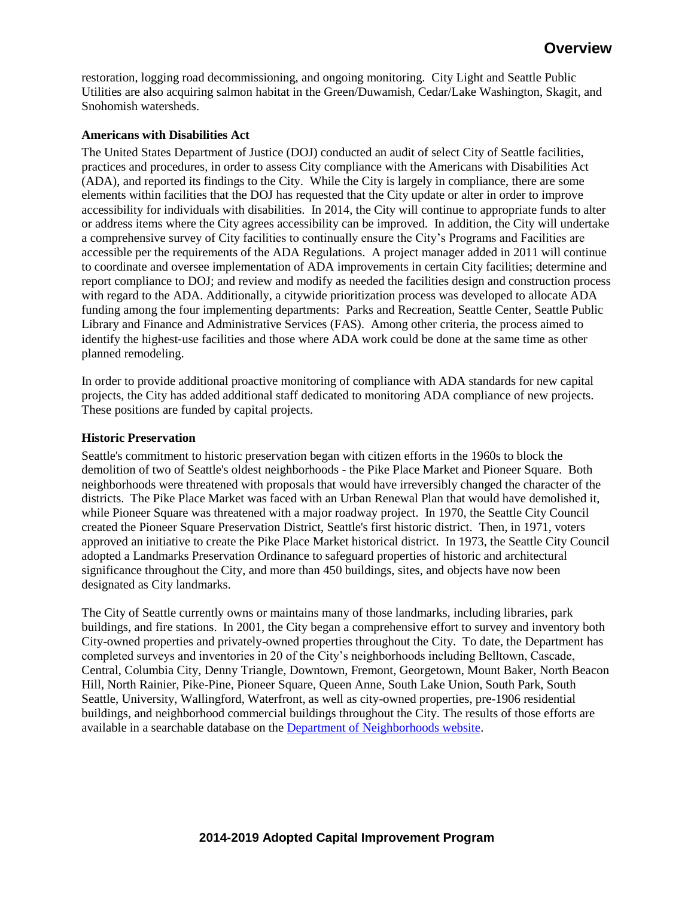restoration, logging road decommissioning, and ongoing monitoring. City Light and Seattle Public Utilities are also acquiring salmon habitat in the Green/Duwamish, Cedar/Lake Washington, Skagit, and Snohomish watersheds.

**Americans with Disabilities Act**

The United States Department of Justice (DOJ) conducted an audit of select City of Seattle facilities, practices and procedures, in order to assess City compliance with the Americans with Disabilities Act (ADA), and reported its findings to the City. While the City is largely in compliance, there are some elements within facilities that the DOJ has requested that the City update or alter in order to improve accessibility for individuals with disabilities. In 2014, the City will continue to appropriate funds to alter or address items where the City agrees accessibility can be improved. In addition, the City will undertake a comprehensive survey of City facilities to continually ensure the City's Programs and Facilities are accessible per the requirements of the ADA Regulations. A project manager added in 2011 will continue to coordinate and oversee implementation of ADA improvements in certain City facilities; determine and report compliance to DOJ; and review and modify as needed the facilities design and construction process with regard to the ADA. Additionally, a citywide prioritization process was developed to allocate ADA funding among the four implementing departments: Parks and Recreation, Seattle Center, Seattle Public Library and Finance and Administrative Services (FAS). Among other criteria, the process aimed to identify the highest-use facilities and those where ADA work could be done at the same time as other planned remodeling.

In order to provide additional proactive monitoring of compliance with ADA standards for new capital projects, the City has added additional staff dedicated to monitoring ADA compliance of new projects. These positions are funded by capital projects.

**Historic Preservation**

Seattle's commitment to historic preservation began with citizen efforts in the 1960s to block the demolition of two of Seattle's oldest neighborhoods - the Pike Place Market and Pioneer Square. Both neighborhoods were threatened with proposals that would have irreversibly changed the character of the districts. The Pike Place Market was faced with an Urban Renewal Plan that would have demolished it, while Pioneer Square was threatened with a major roadway project. In 1970, the Seattle City Council created the Pioneer Square Preservation District, Seattle's first historic district. Then, in 1971, voters approved an initiative to create the Pike Place Market historical district. In 1973, the Seattle City Council adopted a Landmarks Preservation Ordinance to safeguard properties of historic and architectural significance throughout the City, and more than 450 buildings, sites, and objects have now been designated as City landmarks.

The City of Seattle currently owns or maintains many of those landmarks, including libraries, park buildings, and fire stations. In 2001, the City began a comprehensive effort to survey and inventory both City-owned properties and privately-owned properties throughout the City. To date, the Department has completed surveys and inventories in 20 of the City's neighborhoods including Belltown, Cascade, Central, Columbia City, Denny Triangle, Downtown, Fremont, Georgetown, Mount Baker, North Beacon Hill, North Rainier, Pike-Pine, Pioneer Square, Queen Anne, South Lake Union, South Park, South Seattle, University, Wallingford, Waterfront, as well as city-owned properties, pre-1906 residential buildings, and neighborhood commercial buildings throughout the City. The results of those efforts are available in a searchable database on the Department of Neighborhoods website.